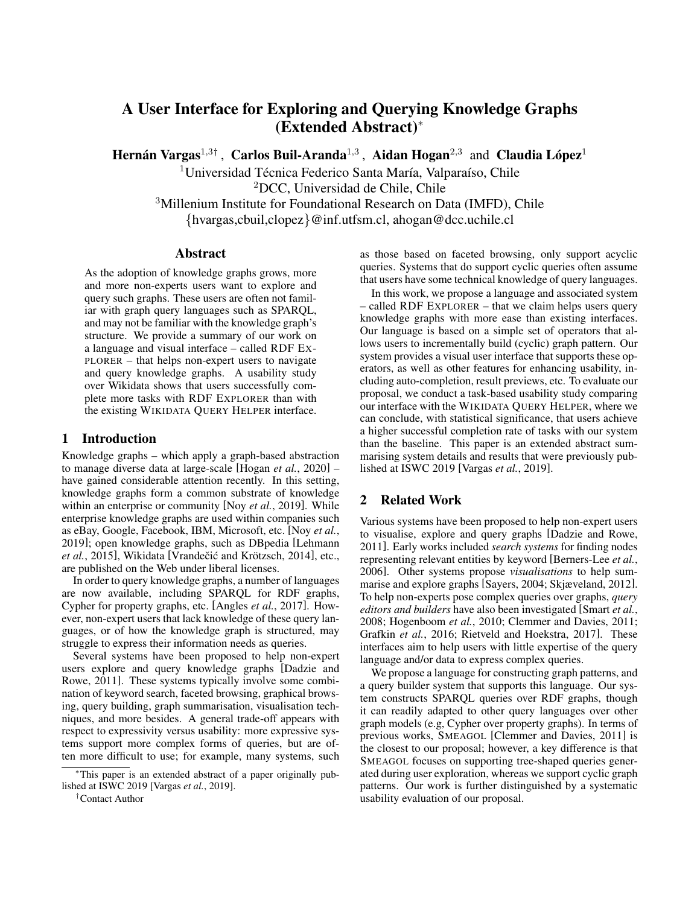# A User Interface for Exploring and Querying Knowledge Graphs (Extended Abstract)*

**Hernán Vargas**[1,3†], **Carlos Buil-Aranda**[1,3], **Aidan Hogan**[2,3] and **Claudia López**[1]

[1]Universidad Técnica Federico Santa María, Valparaíso, Chile
[2]DCC, Universidad de Chile, Chile
[3]Millenium Institute for Foundational Research on Data (IMFD), Chile
{hvargas,cbuil,clopez}@inf.utfsm.cl, ahogan@dcc.uchile.cl

## Abstract

As the adoption of knowledge graphs grows, more and more non-experts users want to explore and query such graphs. These users are often not familiar with graph query languages such as SPARQL, and may not be familiar with the knowledge graph's structure. We provide a summary of our work on a language and visual interface – called RDF EXPLORER – that helps non-expert users to navigate and query knowledge graphs. A usability study over Wikidata shows that users successfully complete more tasks with RDF EXPLORER than with the existing WIKIDATA QUERY HELPER interface.

## 1 Introduction

Knowledge graphs – which apply a graph-based abstraction to manage diverse data at large-scale [Hogan *et al.*, 2020] – have gained considerable attention recently. In this setting, knowledge graphs form a common substrate of knowledge within an enterprise or community [Noy *et al.*, 2019]. While enterprise knowledge graphs are used within companies such as eBay, Google, Facebook, IBM, Microsoft, etc. [Noy *et al.*, 2019]; open knowledge graphs, such as DBpedia [Lehmann *et al.*, 2015], Wikidata [Vrandečić and Krötzsch, 2014], etc., are published on the Web under liberal licenses.

In order to query knowledge graphs, a number of languages are now available, including SPARQL for RDF graphs, Cypher for property graphs, etc. [Angles *et al.*, 2017]. However, non-expert users that lack knowledge of these query languages, or of how the knowledge graph is structured, may struggle to express their information needs as queries.

Several systems have been proposed to help non-expert users explore and query knowledge graphs [Dadzie and Rowe, 2011]. These systems typically involve some combination of keyword search, faceted browsing, graphical browsing, query building, graph summarisation, visualisation techniques, and more besides. A general trade-off appears with respect to expressivity versus usability: more expressive systems support more complex forms of queries, but are often more difficult to use; for example, many systems, such as those based on faceted browsing, only support acyclic queries. Systems that do support cyclic queries often assume that users have some technical knowledge of query languages.

In this work, we propose a language and associated system – called RDF EXPLORER – that we claim helps users query knowledge graphs with more ease than existing interfaces. Our language is based on a simple set of operators that allows users to incrementally build (cyclic) graph pattern. Our system provides a visual user interface that supports these operators, as well as other features for enhancing usability, including auto-completion, result previews, etc. To evaluate our proposal, we conduct a task-based usability study comparing our interface with the WIKIDATA QUERY HELPER, where we can conclude, with statistical significance, that users achieve a higher successful completion rate of tasks with our system than the baseline. This paper is an extended abstract summarising system details and results that were previously published at ISWC 2019 [Vargas *et al.*, 2019].

## 2 Related Work

Various systems have been proposed to help non-expert users to visualise, explore and query graphs [Dadzie and Rowe, 2011]. Early works included *search systems* for finding nodes representing relevant entities by keyword [Berners-Lee *et al.*, 2006]. Other systems propose *visualisations* to help summarise and explore graphs [Sayers, 2004; Skjæveland, 2012]. To help non-experts pose complex queries over graphs, *query editors and builders* have also been investigated [Smart *et al.*, 2008; Hogenboom *et al.*, 2010; Clemmer and Davies, 2011; Grafkin *et al.*, 2016; Rietveld and Hoekstra, 2017]. These interfaces aim to help users with little expertise of the query language and/or data to express complex queries.

We propose a language for constructing graph patterns, and a query builder system that supports this language. Our system constructs SPARQL queries over RDF graphs, though it can readily adapted to other query languages over other graph models (e.g, Cypher over property graphs). In terms of previous works, SMEAGOL [Clemmer and Davies, 2011] is the closest to our proposal; however, a key difference is that SMEAGOL focuses on supporting tree-shaped queries generated during user exploration, whereas we support cyclic graph patterns. Our work is further distinguished by a systematic usability evaluation of our proposal.

*This paper is an extended abstract of a paper originally published at ISWC 2019 [Vargas *et al.*, 2019].

†Contact Author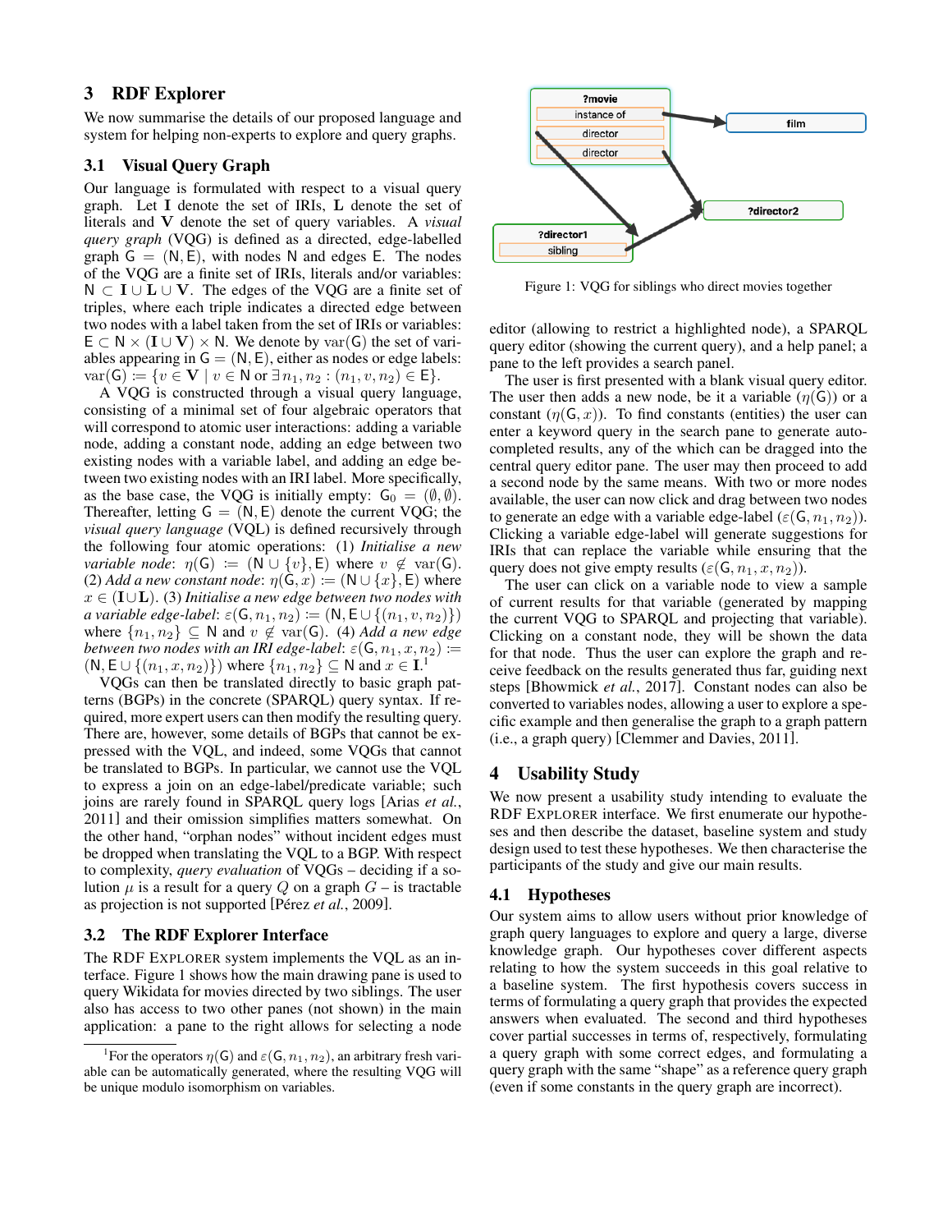## 3 RDF Explorer

We now summarise the details of our proposed language and system for helping non-experts to explore and query graphs.

### 3.1 Visual Query Graph

Our language is formulated with respect to a visual query graph. Let $\mathbf{I}$ denote the set of IRIs, $\mathbf{L}$ denote the set of literals and $\mathbf{V}$ denote the set of query variables. A *visual query graph* (VQG) is defined as a directed, edge-labelled graph $\mathsf{G} = (\mathsf{N}, \mathsf{E})$, with nodes $\mathsf{N}$ and edges $\mathsf{E}$. The nodes of the VQG are a finite set of IRIs, literals and/or variables: $\mathsf{N} \subset \mathbf{I} \cup \mathbf{L} \cup \mathbf{V}$. The edges of the VQG are a finite set of triples, where each triple indicates a directed edge between two nodes with a label taken from the set of IRIs or variables: $\mathsf{E} \subset \mathsf{N} \times (\mathbf{I} \cup \mathbf{V}) \times \mathsf{N}$. We denote by $\mathrm{var}(\mathsf{G})$ the set of variables appearing in $\mathsf{G} = (\mathsf{N}, \mathsf{E})$, either as nodes or edge labels: $\mathrm{var}(\mathsf{G}) := \{v \in \mathbf{V} \mid v \in \mathsf{N} \text{ or } \exists\, n_1, n_2 : (n_1, v, n_2) \in \mathsf{E}\}$.

A VQG is constructed through a visual query language, consisting of a minimal set of four algebraic operators that will correspond to atomic user interactions: adding a variable node, adding a constant node, adding an edge between two existing nodes with a variable label, and adding an edge between two existing nodes with an IRI label. More specifically, as the base case, the VQG is initially empty: $\mathsf{G}_0 = (\emptyset, \emptyset)$. Thereafter, letting $\mathsf{G} = (\mathsf{N}, \mathsf{E})$ denote the current VQG; the *visual query language* (VQL) is defined recursively through the following four atomic operations: (1) *Initialise a new variable node*: $\eta(\mathsf{G}) := (\mathsf{N} \cup \{v\}, \mathsf{E})$ where $v \notin \mathrm{var}(\mathsf{G})$. (2) *Add a new constant node*: $\eta(\mathsf{G}, x) := (\mathsf{N} \cup \{x\}, \mathsf{E})$ where $x \in (\mathbf{I} \cup \mathbf{L})$. (3) *Initialise a new edge between two nodes with a variable edge-label*: $\varepsilon(\mathsf{G}, n_1, n_2) := (\mathsf{N}, \mathsf{E} \cup \{(n_1, v, n_2)\})$ where $\{n_1, n_2\} \subseteq \mathsf{N}$ and $v \notin \mathrm{var}(\mathsf{G})$. (4) *Add a new edge between two nodes with an IRI edge-label*: $\varepsilon(\mathsf{G}, n_1, x, n_2) := (\mathsf{N}, \mathsf{E} \cup \{(n_1, x, n_2)\})$ where $\{n_1, n_2\} \subseteq \mathsf{N}$ and $x \in \mathbf{I}$.[1]

VQGs can then be translated directly to basic graph patterns (BGPs) in the concrete (SPARQL) query syntax. If required, more expert users can then modify the resulting query. There are, however, some details of BGPs that cannot be expressed with the VQL, and indeed, some VQGs that cannot be translated to BGPs. In particular, we cannot use the VQL to express a join on an edge-label/predicate variable; such joins are rarely found in SPARQL query logs [Arias *et al.*, 2011] and their omission simplifies matters somewhat. On the other hand, "orphan nodes" without incident edges must be dropped when translating the VQL to a BGP. With respect to complexity, *query evaluation* of VQGs – deciding if a solution $\mu$ is a result for a query $Q$ on a graph $G$ – is tractable as projection is not supported [Pérez *et al.*, 2009].

### 3.2 The RDF Explorer Interface

The RDF Explorer system implements the VQL as an interface. Figure 1 shows how the main drawing pane is used to query Wikidata for movies directed by two siblings. The user also has access to two other panes (not shown) in the main application: a pane to the right allows for selecting a node editor (allowing to restrict a highlighted node), a SPARQL query editor (showing the current query), and a help panel; a pane to the left provides a search panel.

[1] For the operators $\eta(\mathsf{G})$ and $\varepsilon(\mathsf{G}, n_1, n_2)$, an arbitrary fresh variable can be automatically generated, where the resulting VQG will be unique modulo isomorphism on variables.

Figure 1: VQG for siblings who direct movies together

The user is first presented with a blank visual query editor. The user then adds a new node, be it a variable ($\eta(\mathsf{G})$) or a constant ($\eta(\mathsf{G}, x)$). To find constants (entities) the user can enter a keyword query in the search pane to generate autocompleted results, any of the which can be dragged into the central query editor pane. The user may then proceed to add a second node by the same means. With two or more nodes available, the user can now click and drag between two nodes to generate an edge with a variable edge-label ($\varepsilon(\mathsf{G}, n_1, n_2)$). Clicking a variable edge-label will generate suggestions for IRIs that can replace the variable while ensuring that the query does not give empty results ($\varepsilon(\mathsf{G}, n_1, x, n_2)$).

The user can click on a variable node to view a sample of current results for that variable (generated by mapping the current VQG to SPARQL and projecting that variable). Clicking on a constant node, they will be shown the data for that node. Thus the user can explore the graph and receive feedback on the results generated thus far, guiding next steps [Bhowmick *et al.*, 2017]. Constant nodes can also be converted to variables nodes, allowing a user to explore a specific example and then generalise the graph to a graph pattern (i.e., a graph query) [Clemmer and Davies, 2011].

## 4 Usability Study

We now present a usability study intending to evaluate the RDF Explorer interface. We first enumerate our hypotheses and then describe the dataset, baseline system and study design used to test these hypotheses. We then characterise the participants of the study and give our main results.

### 4.1 Hypotheses

Our system aims to allow users without prior knowledge of graph query languages to explore and query a large, diverse knowledge graph. Our hypotheses cover different aspects relating to how the system succeeds in this goal relative to a baseline system. The first hypothesis covers success in terms of formulating a query graph that provides the expected answers when evaluated. The second and third hypotheses cover partial successes in terms of, respectively, formulating a query graph with some correct edges, and formulating a query graph with the same "shape" as a reference query graph (even if some constants in the query graph are incorrect).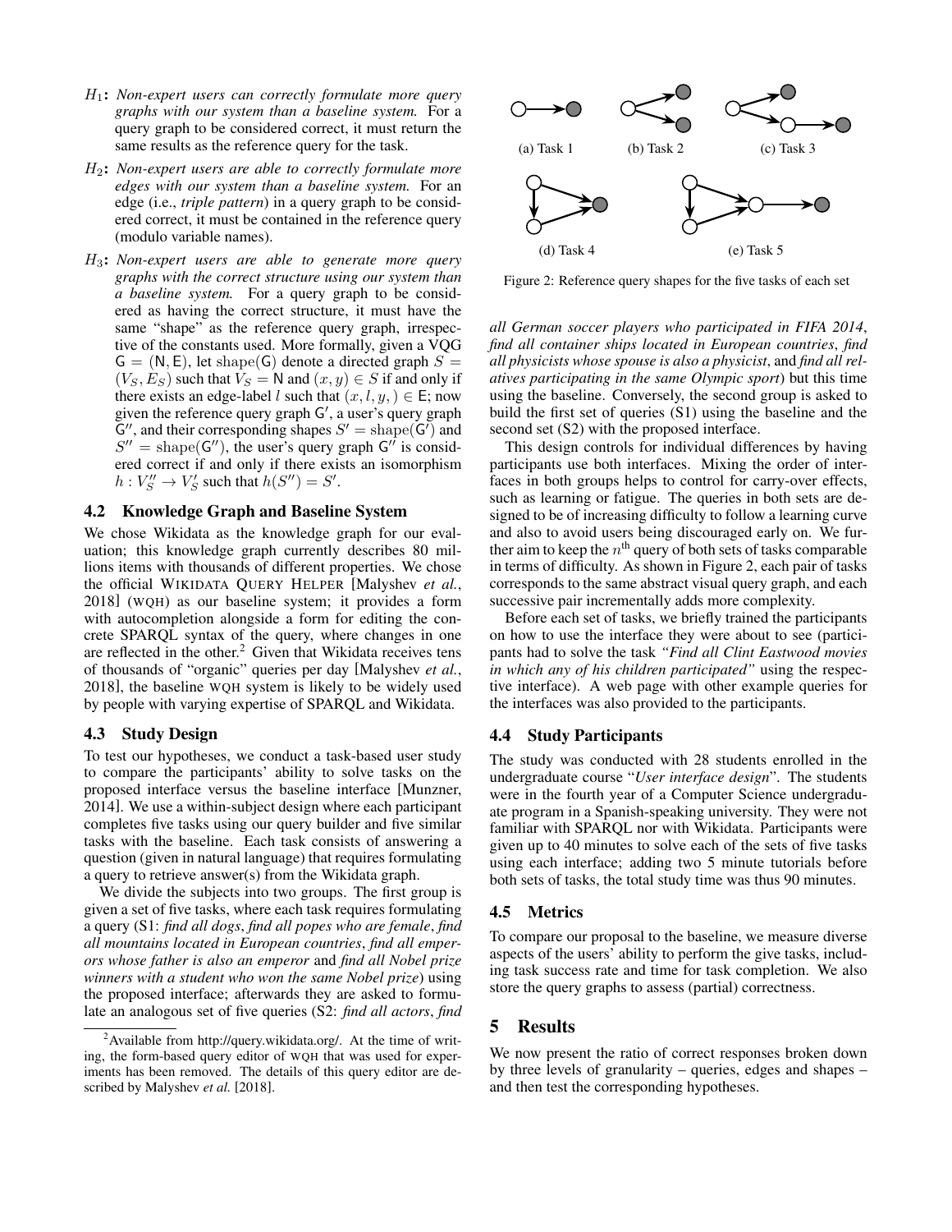$H_1$**:** ***Non-expert users can correctly formulate more query graphs with our system than a baseline system.*** For a query graph to be considered correct, it must return the same results as the reference query for the task.

$H_2$**:** ***Non-expert users are able to correctly formulate more edges with our system than a baseline system.*** For an edge (i.e., *triple pattern*) in a query graph to be considered correct, it must be contained in the reference query (modulo variable names).

$H_3$**:** ***Non-expert users are able to generate more query graphs with the correct structure using our system than a baseline system.*** For a query graph to be considered as having the correct structure, it must have the same "shape" as the reference query graph, irrespective of the constants used. More formally, given a VQG $\mathsf{G} = (\mathsf{N}, \mathsf{E})$, let $\mathrm{shape}(\mathsf{G})$ denote a directed graph $S = (V_S, E_S)$ such that $V_S = \mathsf{N}$ and $(x, y) \in S$ if and only if there exists an edge-label $l$ such that $(x, l, y,) \in \mathsf{E}$; now given the reference query graph $\mathsf{G}'$, a user's query graph $\mathsf{G}''$, and their corresponding shapes $S' = \mathrm{shape}(\mathsf{G}')$ and $S'' = \mathrm{shape}(\mathsf{G}'')$, the user's query graph $\mathsf{G}''$ is considered correct if and only if there exists an isomorphism $h : V''_S \to V'_S$ such that $h(S'') = S'$.

### 4.2 Knowledge Graph and Baseline System

We chose Wikidata as the knowledge graph for our evaluation; this knowledge graph currently describes 80 millions items with thousands of different properties. We chose the official WIKIDATA QUERY HELPER [Malyshev *et al.*, 2018] (WQH) as our baseline system; it provides a form with autocompletion alongside a form for editing the concrete SPARQL syntax of the query, where changes in one are reflected in the other.[2] Given that Wikidata receives tens of thousands of "organic" queries per day [Malyshev *et al.*, 2018], the baseline WQH system is likely to be widely used by people with varying expertise of SPARQL and Wikidata.

### 4.3 Study Design

To test our hypotheses, we conduct a task-based user study to compare the participants' ability to solve tasks on the proposed interface versus the baseline interface [Munzner, 2014]. We use a within-subject design where each participant completes five tasks using our query builder and five similar tasks with the baseline. Each task consists of answering a question (given in natural language) that requires formulating a query to retrieve answer(s) from the Wikidata graph.

We divide the subjects into two groups. The first group is given a set of five tasks, where each task requires formulating a query (S1: *find all dogs*, *find all popes who are female*, *find all mountains located in European countries*, *find all emperors whose father is also an emperor* and *find all Nobel prize winners with a student who won the same Nobel prize*) using the proposed interface; afterwards they are asked to formulate an analogous set of five queries (S2: *find all actors*, *find all German soccer players who participated in FIFA 2014*, *find all container ships located in European countries*, *find all physicists whose spouse is also a physicist*, and *find all relatives participating in the same Olympic sport*) but this time using the baseline. Conversely, the second group is asked to build the first set of queries (S1) using the baseline and the second set (S2) with the proposed interface.

(a) Task 1 (b) Task 2 (c) Task 3 (d) Task 4 (e) Task 5

Figure 2: Reference query shapes for the five tasks of each set

This design controls for individual differences by having participants use both interfaces. Mixing the order of interfaces in both groups helps to control for carry-over effects, such as learning or fatigue. The queries in both sets are designed to be of increasing difficulty to follow a learning curve and also to avoid users being discouraged early on. We further aim to keep the $n^{\text{th}}$ query of both sets of tasks comparable in terms of difficulty. As shown in Figure 2, each pair of tasks corresponds to the same abstract visual query graph, and each successive pair incrementally adds more complexity.

Before each set of tasks, we briefly trained the participants on how to use the interface they were about to see (participants had to solve the task *"Find all Clint Eastwood movies in which any of his children participated"* using the respective interface). A web page with other example queries for the interfaces was also provided to the participants.

### 4.4 Study Participants

The study was conducted with 28 students enrolled in the undergraduate course "*User interface design*". The students were in the fourth year of a Computer Science undergraduate program in a Spanish-speaking university. They were not familiar with SPARQL nor with Wikidata. Participants were given up to 40 minutes to solve each of the sets of five tasks using each interface; adding two 5 minute tutorials before both sets of tasks, the total study time was thus 90 minutes.

### 4.5 Metrics

To compare our proposal to the baseline, we measure diverse aspects of the users' ability to perform the give tasks, including task success rate and time for task completion. We also store the query graphs to assess (partial) correctness.

## 5 Results

We now present the ratio of correct responses broken down by three levels of granularity – queries, edges and shapes – and then test the corresponding hypotheses.

[2] Available from http://query.wikidata.org/. At the time of writing, the form-based query editor of WQH that was used for experiments has been removed. The details of this query editor are described by Malyshev *et al.* [2018].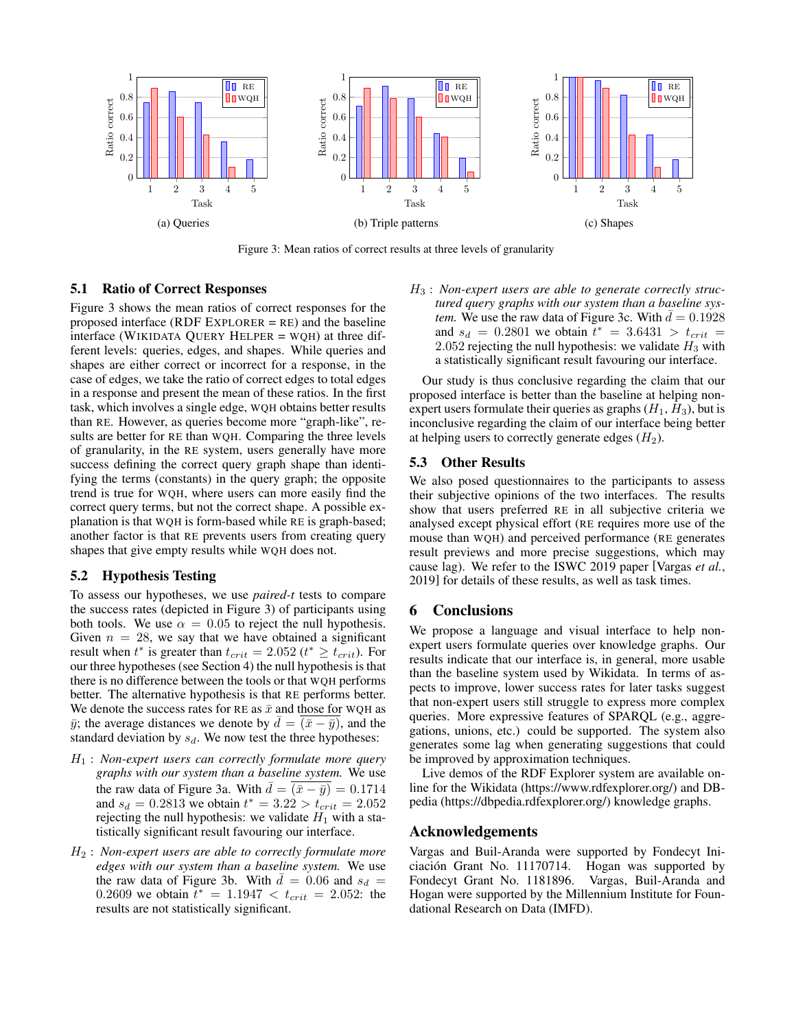(a) Queries

(b) Triple patterns

(c) Shapes

Figure 3: Mean ratios of correct results at three levels of granularity

### 5.1 Ratio of Correct Responses

Figure 3 shows the mean ratios of correct responses for the proposed interface (RDF EXPLORER = RE) and the baseline interface (WIKIDATA QUERY HELPER = WQH) at three different levels: queries, edges, and shapes. While queries and shapes are either correct or incorrect for a response, in the case of edges, we take the ratio of correct edges to total edges in a response and present the mean of these ratios. In the first task, which involves a single edge, WQH obtains better results than RE. However, as queries become more "graph-like", results are better for RE than WQH. Comparing the three levels of granularity, in the RE system, users generally have more success defining the correct query graph shape than identifying the terms (constants) in the query graph; the opposite trend is true for WQH, where users can more easily find the correct query terms, but not the correct shape. A possible explanation is that WQH is form-based while RE is graph-based; another factor is that RE prevents users from creating query shapes that give empty results while WQH does not.

### 5.2 Hypothesis Testing

To assess our hypotheses, we use *paired-t* tests to compare the success rates (depicted in Figure 3) of participants using both tools. We use $\alpha = 0.05$ to reject the null hypothesis. Given $n = 28$, we say that we have obtained a significant result when $t^*$ is greater than $t_{crit} = 2.052$ ($t^* \geq t_{crit}$). For our three hypotheses (see Section 4) the null hypothesis is that there is no difference between the tools or that WQH performs better. The alternative hypothesis is that RE performs better. We denote the success rates for RE as $\bar{x}$ and those for WQH as $\bar{y}$; the average distances we denote by $\bar{d} = \overline{(\bar{x} - \bar{y})}$, and the standard deviation by $s_d$. We now test the three hypotheses:

$H_1$ : *Non-expert users can correctly formulate more query graphs with our system than a baseline system.* We use the raw data of Figure 3a. With $\bar{d} = \overline{(\bar{x} - \bar{y})} = 0.1714$ and $s_d = 0.2813$ we obtain $t^* = 3.22 > t_{crit} = 2.052$ rejecting the null hypothesis: we validate $H_1$ with a statistically significant result favouring our interface.

$H_2$ : *Non-expert users are able to correctly formulate more edges with our system than a baseline system.* We use the raw data of Figure 3b. With $\bar{d} = 0.06$ and $s_d = 0.2609$ we obtain $t^* = 1.1947 < t_{crit} = 2.052$: the results are not statistically significant.

$H_3$ : *Non-expert users are able to generate correctly structured query graphs with our system than a baseline system.* We use the raw data of Figure 3c. With $\bar{d} = 0.1928$ and $s_d = 0.2801$ we obtain $t^* = 3.6431 > t_{crit} = 2.052$ rejecting the null hypothesis: we validate $H_3$ with a statistically significant result favouring our interface.

Our study is thus conclusive regarding the claim that our proposed interface is better than the baseline at helping non-expert users formulate their queries as graphs ($H_1$, $H_3$), but is inconclusive regarding the claim of our interface being better at helping users to correctly generate edges ($H_2$).

### 5.3 Other Results

We also posed questionnaires to the participants to assess their subjective opinions of the two interfaces. The results show that users preferred RE in all subjective criteria we analysed except physical effort (RE requires more use of the mouse than WQH) and perceived performance (RE generates result previews and more precise suggestions, which may cause lag). We refer to the ISWC 2019 paper [Vargas *et al.*, 2019] for details of these results, as well as task times.

## 6 Conclusions

We propose a language and visual interface to help non-expert users formulate queries over knowledge graphs. Our results indicate that our interface is, in general, more usable than the baseline system used by Wikidata. In terms of aspects to improve, lower success rates for later tasks suggest that non-expert users still struggle to express more complex queries. More expressive features of SPARQL (e.g., aggregations, unions, etc.) could be supported. The system also generates some lag when generating suggestions that could be improved by approximation techniques.

Live demos of the RDF Explorer system are available online for the Wikidata (https://www.rdfexplorer.org/) and DBpedia (https://dbpedia.rdfexplorer.org/) knowledge graphs.

## Acknowledgements

Vargas and Buil-Aranda were supported by Fondecyt Iniciación Grant No. 11170714. Hogan was supported by Fondecyt Grant No. 1181896. Vargas, Buil-Aranda and Hogan were supported by the Millennium Institute for Foundational Research on Data (IMFD).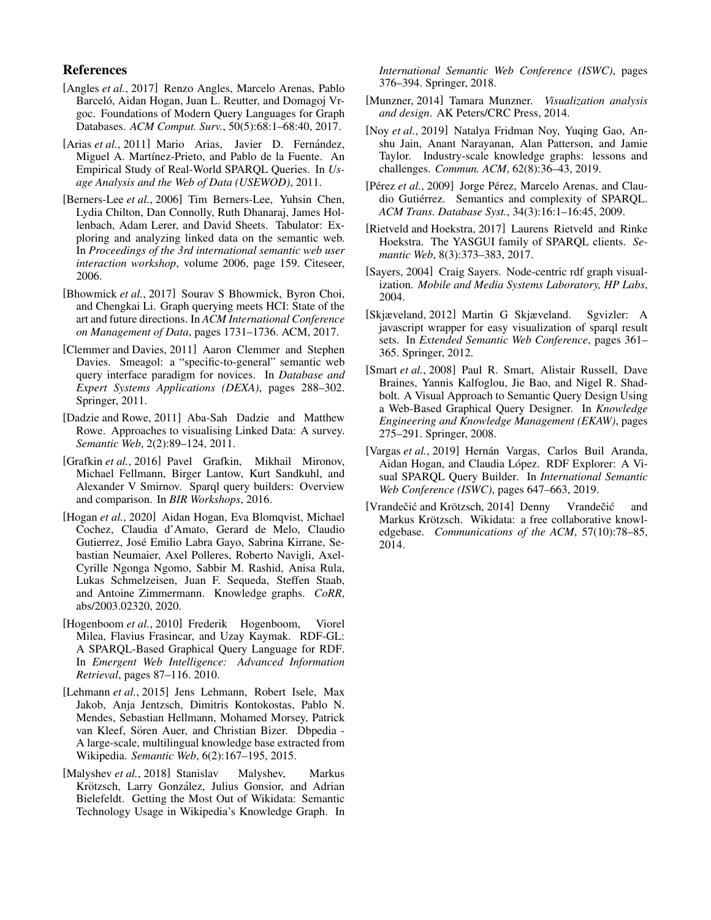## References

[Angles *et al.*, 2017] Renzo Angles, Marcelo Arenas, Pablo Barceló, Aidan Hogan, Juan L. Reutter, and Domagoj Vrgoc. Foundations of Modern Query Languages for Graph Databases. *ACM Comput. Surv.*, 50(5):68:1–68:40, 2017.

[Arias *et al.*, 2011] Mario Arias, Javier D. Fernández, Miguel A. Martínez-Prieto, and Pablo de la Fuente. An Empirical Study of Real-World SPARQL Queries. In *Usage Analysis and the Web of Data (USEWOD)*, 2011.

[Berners-Lee *et al.*, 2006] Tim Berners-Lee, Yuhsin Chen, Lydia Chilton, Dan Connolly, Ruth Dhanaraj, James Hollenbach, Adam Lerer, and David Sheets. Tabulator: Exploring and analyzing linked data on the semantic web. In *Proceedings of the 3rd international semantic web user interaction workshop*, volume 2006, page 159. Citeseer, 2006.

[Bhowmick *et al.*, 2017] Sourav S Bhowmick, Byron Choi, and Chengkai Li. Graph querying meets HCI: State of the art and future directions. In *ACM International Conference on Management of Data*, pages 1731–1736. ACM, 2017.

[Clemmer and Davies, 2011] Aaron Clemmer and Stephen Davies. Smeagol: a "specific-to-general" semantic web query interface paradigm for novices. In *Database and Expert Systems Applications (DEXA)*, pages 288–302. Springer, 2011.

[Dadzie and Rowe, 2011] Aba-Sah Dadzie and Matthew Rowe. Approaches to visualising Linked Data: A survey. *Semantic Web*, 2(2):89–124, 2011.

[Grafkin *et al.*, 2016] Pavel Grafkin, Mikhail Mironov, Michael Fellmann, Birger Lantow, Kurt Sandkuhl, and Alexander V Smirnov. Sparql query builders: Overview and comparison. In *BIR Workshops*, 2016.

[Hogan *et al.*, 2020] Aidan Hogan, Eva Blomqvist, Michael Cochez, Claudia d'Amato, Gerard de Melo, Claudio Gutierrez, José Emilio Labra Gayo, Sabrina Kirrane, Sebastian Neumaier, Axel Polleres, Roberto Navigli, Axel-Cyrille Ngonga Ngomo, Sabbir M. Rashid, Anisa Rula, Lukas Schmelzeisen, Juan F. Sequeda, Steffen Staab, and Antoine Zimmermann. Knowledge graphs. *CoRR*, abs/2003.02320, 2020.

[Hogenboom *et al.*, 2010] Frederik Hogenboom, Viorel Milea, Flavius Frasincar, and Uzay Kaymak. RDF-GL: A SPARQL-Based Graphical Query Language for RDF. In *Emergent Web Intelligence: Advanced Information Retrieval*, pages 87–116. 2010.

[Lehmann *et al.*, 2015] Jens Lehmann, Robert Isele, Max Jakob, Anja Jentzsch, Dimitris Kontokostas, Pablo N. Mendes, Sebastian Hellmann, Mohamed Morsey, Patrick van Kleef, Sören Auer, and Christian Bizer. Dbpedia - A large-scale, multilingual knowledge base extracted from Wikipedia. *Semantic Web*, 6(2):167–195, 2015.

[Malyshev *et al.*, 2018] Stanislav Malyshev, Markus Krötzsch, Larry González, Julius Gonsior, and Adrian Bielefeldt. Getting the Most Out of Wikidata: Semantic Technology Usage in Wikipedia's Knowledge Graph. In *International Semantic Web Conference (ISWC)*, pages 376–394. Springer, 2018.

[Munzner, 2014] Tamara Munzner. *Visualization analysis and design*. AK Peters/CRC Press, 2014.

[Noy *et al.*, 2019] Natalya Fridman Noy, Yuqing Gao, Anshu Jain, Anant Narayanan, Alan Patterson, and Jamie Taylor. Industry-scale knowledge graphs: lessons and challenges. *Commun. ACM*, 62(8):36–43, 2019.

[Pérez *et al.*, 2009] Jorge Pérez, Marcelo Arenas, and Claudio Gutiérrez. Semantics and complexity of SPARQL. *ACM Trans. Database Syst.*, 34(3):16:1–16:45, 2009.

[Rietveld and Hoekstra, 2017] Laurens Rietveld and Rinke Hoekstra. The YASGUI family of SPARQL clients. *Semantic Web*, 8(3):373–383, 2017.

[Sayers, 2004] Craig Sayers. Node-centric rdf graph visualization. *Mobile and Media Systems Laboratory, HP Labs*, 2004.

[Skjæveland, 2012] Martin G Skjæveland. Sgvizler: A javascript wrapper for easy visualization of sparql result sets. In *Extended Semantic Web Conference*, pages 361–365. Springer, 2012.

[Smart *et al.*, 2008] Paul R. Smart, Alistair Russell, Dave Braines, Yannis Kalfoglou, Jie Bao, and Nigel R. Shadbolt. A Visual Approach to Semantic Query Design Using a Web-Based Graphical Query Designer. In *Knowledge Engineering and Knowledge Management (EKAW)*, pages 275–291. Springer, 2008.

[Vargas *et al.*, 2019] Hernán Vargas, Carlos Buil Aranda, Aidan Hogan, and Claudia López. RDF Explorer: A Visual SPARQL Query Builder. In *International Semantic Web Conference (ISWC)*, pages 647–663, 2019.

[Vrandečić and Krötzsch, 2014] Denny Vrandečić and Markus Krötzsch. Wikidata: a free collaborative knowledgebase. *Communications of the ACM*, 57(10):78–85, 2014.